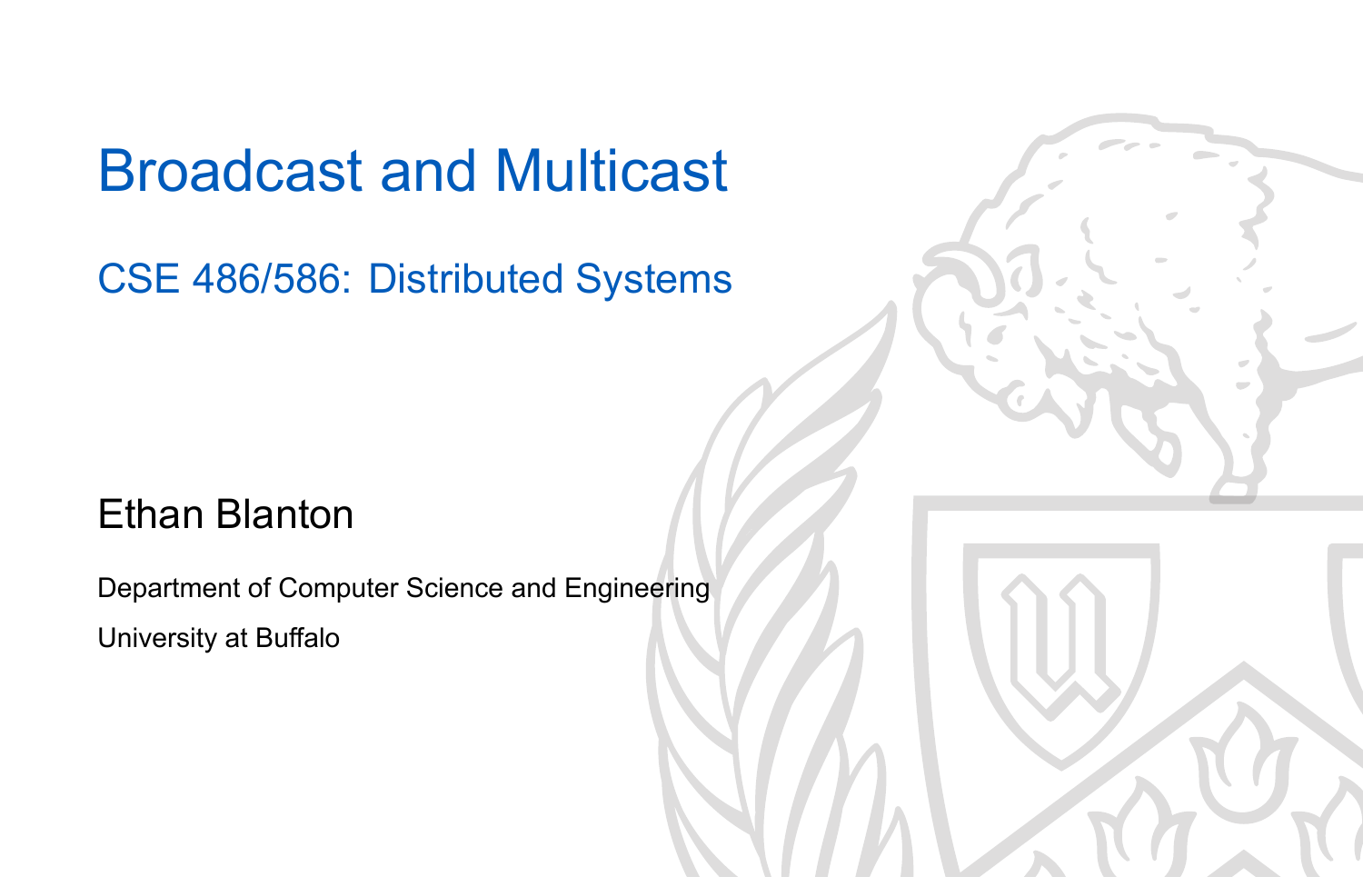# Broadcast and Multicast

## CSE 486/586: Distributed Systems

Ethan Blanton

Department of Computer Science and Engineering

University at Buffalo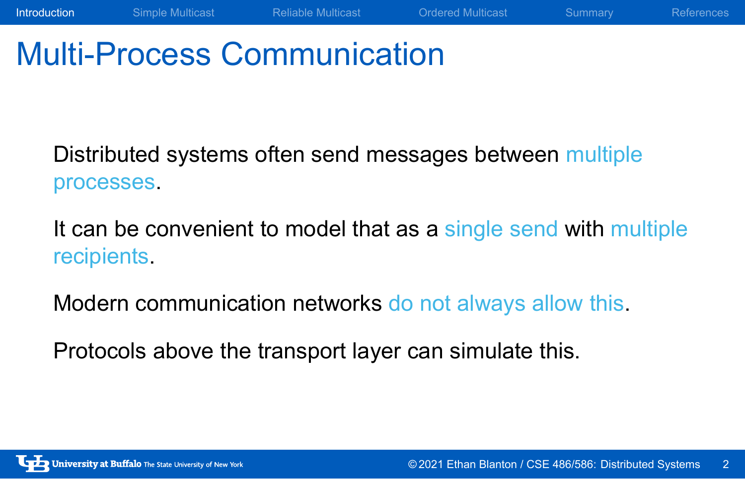# Multi-Process Communication

Distributed systems often send messages between multiple processes.

It can be convenient to model that as a single send with multiple recipients.

Modern communication networks do not always allow this.

Protocols above the transport layer can simulate this.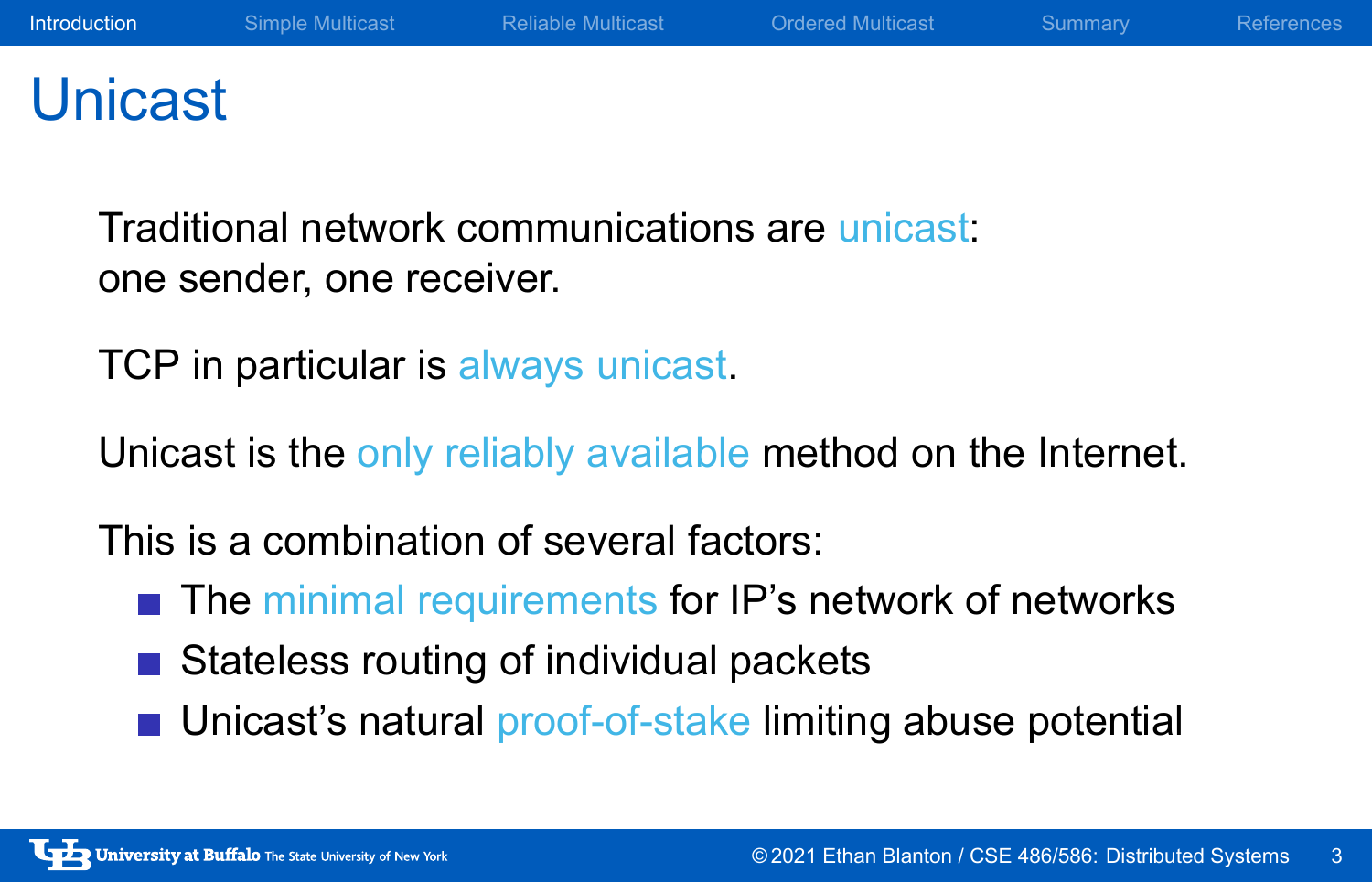# Unicast

Traditional network communications are unicast:
one sender, one receiver.

TCP in particular is always unicast.

Unicast is the only reliably available method on the Internet.

This is a combination of several factors:

- The minimal requirements for IP's network of networks
- Stateless routing of individual packets
- Unicast's natural proof-of-stake limiting abuse potential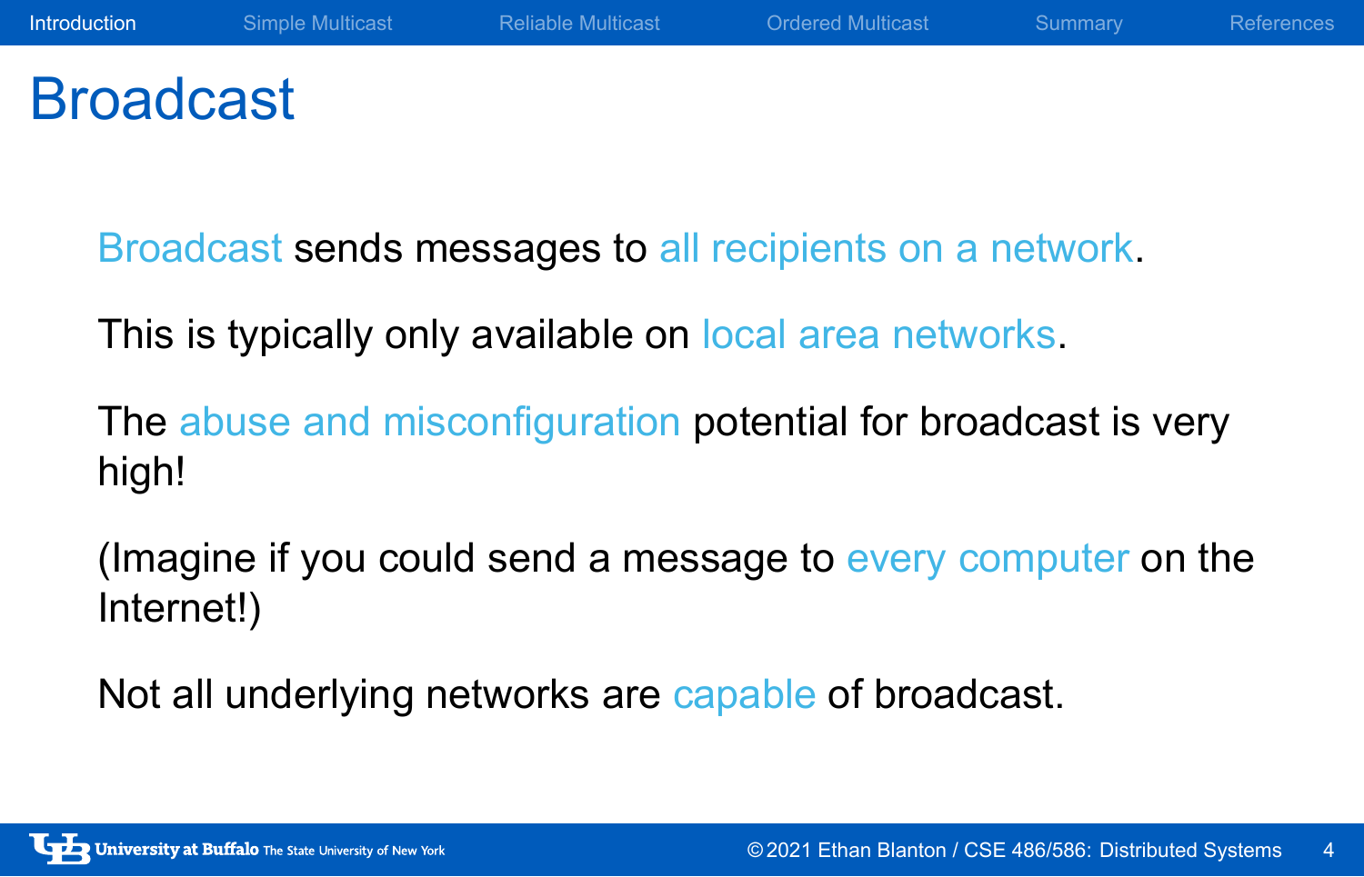# Broadcast

Broadcast sends messages to all recipients on a network.

This is typically only available on local area networks.

The abuse and misconfiguration potential for broadcast is very high!

(Imagine if you could send a message to every computer on the Internet!)

Not all underlying networks are capable of broadcast.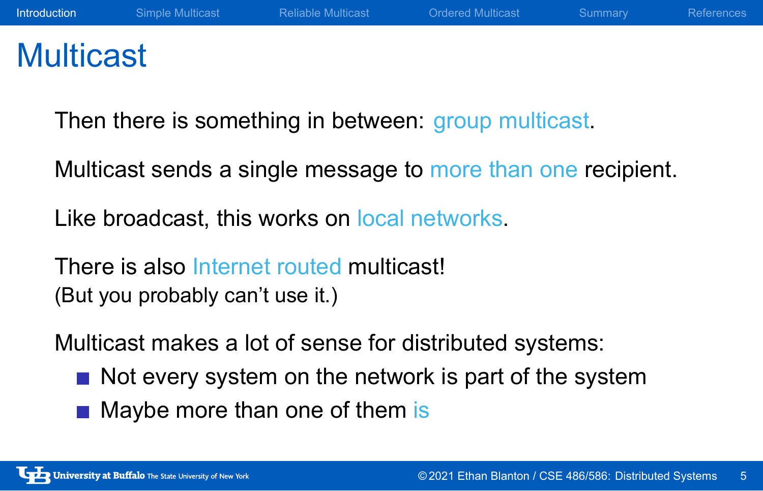# Multicast

Then there is something in between: group multicast.

Multicast sends a single message to more than one recipient.

Like broadcast, this works on local networks.

There is also Internet routed multicast!
(But you probably can't use it.)

Multicast makes a lot of sense for distributed systems:

- Not every system on the network is part of the system
- Maybe more than one of them is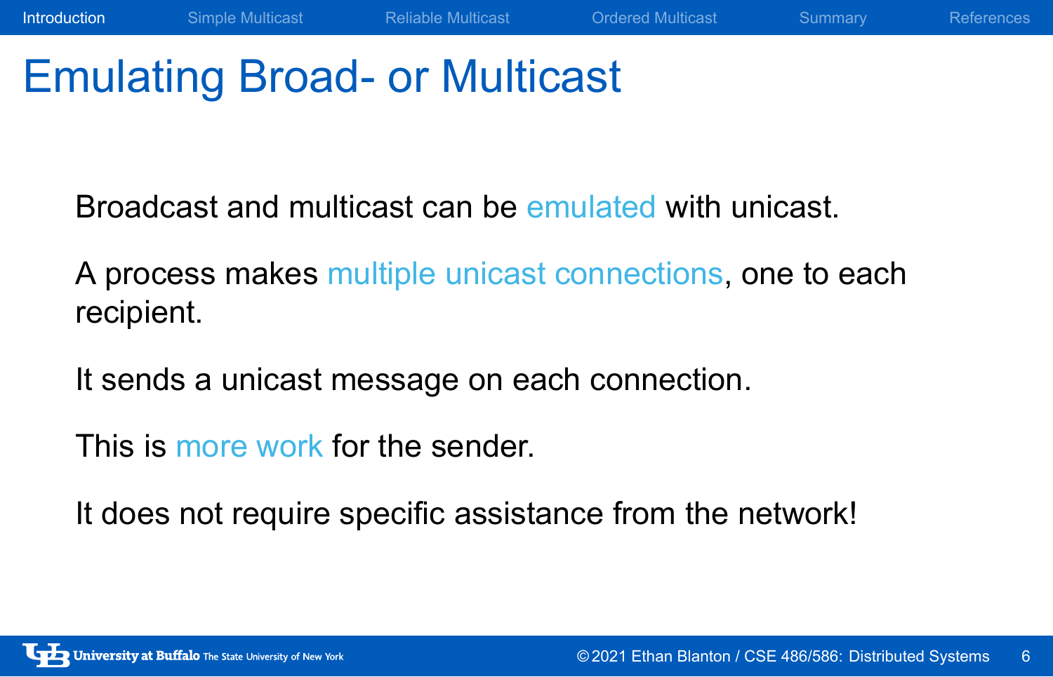# Emulating Broad- or Multicast

Broadcast and multicast can be emulated with unicast.

A process makes multiple unicast connections, one to each recipient.

It sends a unicast message on each connection.

This is more work for the sender.

It does not require specific assistance from the network!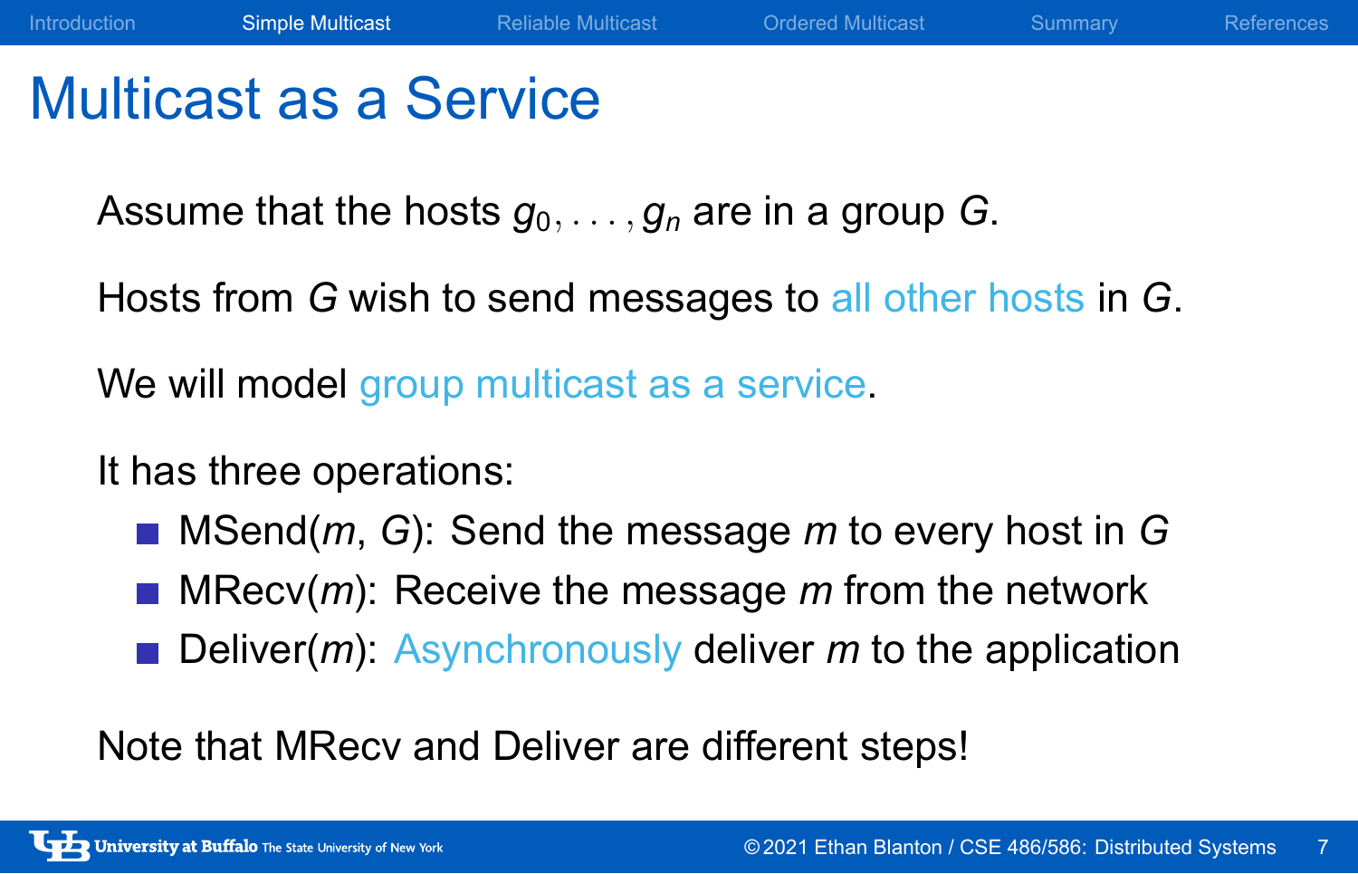# Multicast as a Service

Assume that the hosts $g_0, \ldots, g_n$ are in a group $G$.

Hosts from $G$ wish to send messages to all other hosts in $G$.

We will model group multicast as a service.

It has three operations:

- MSend($m$, $G$): Send the message $m$ to every host in $G$
- MRecv($m$): Receive the message $m$ from the network
- Deliver($m$): Asynchronously deliver $m$ to the application

Note that MRecv and Deliver are different steps!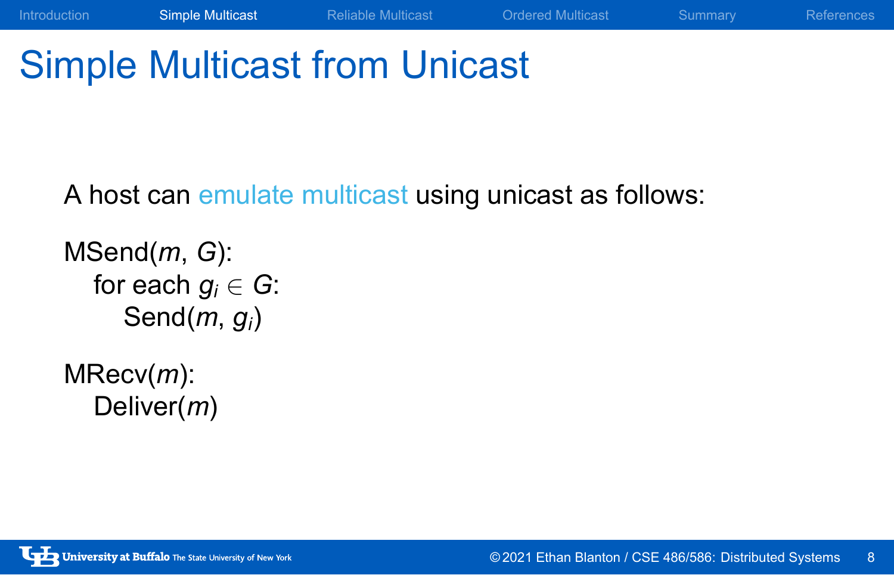# Simple Multicast from Unicast

A host can emulate multicast using unicast as follows:

MSend($m$, $G$):
  for each $g_i \in G$:
    Send($m$, $g_i$)

MRecv($m$):
  Deliver($m$)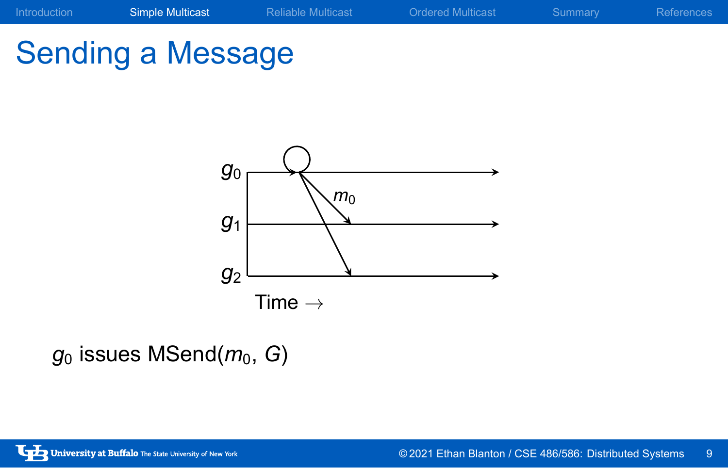# Sending a Message

$g_0$

$m_0$

$g_1$

$g_2$

Time $\rightarrow$

$g_0$ issues MSend($m_0$, $G$)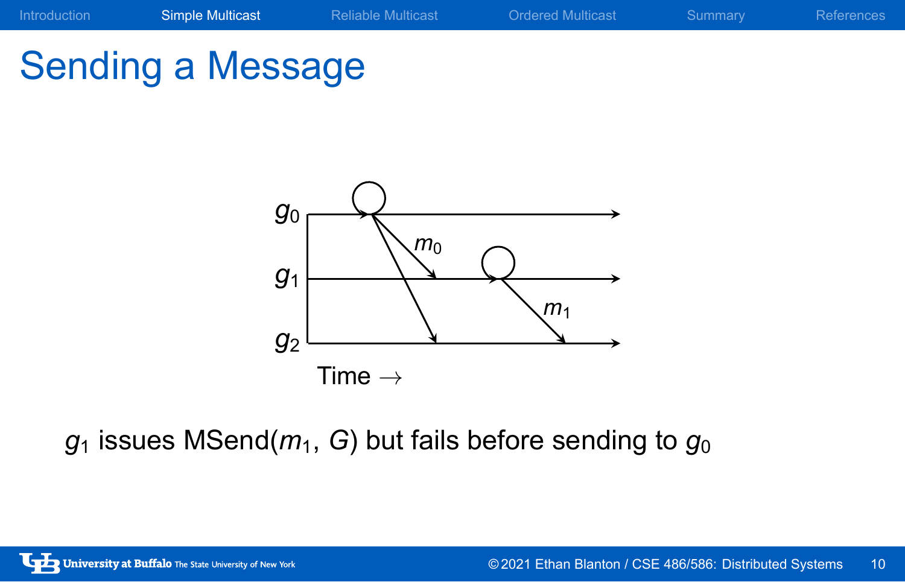# Sending a Message

$g_1$ issues MSend($m_1$, $G$) but fails before sending to $g_0$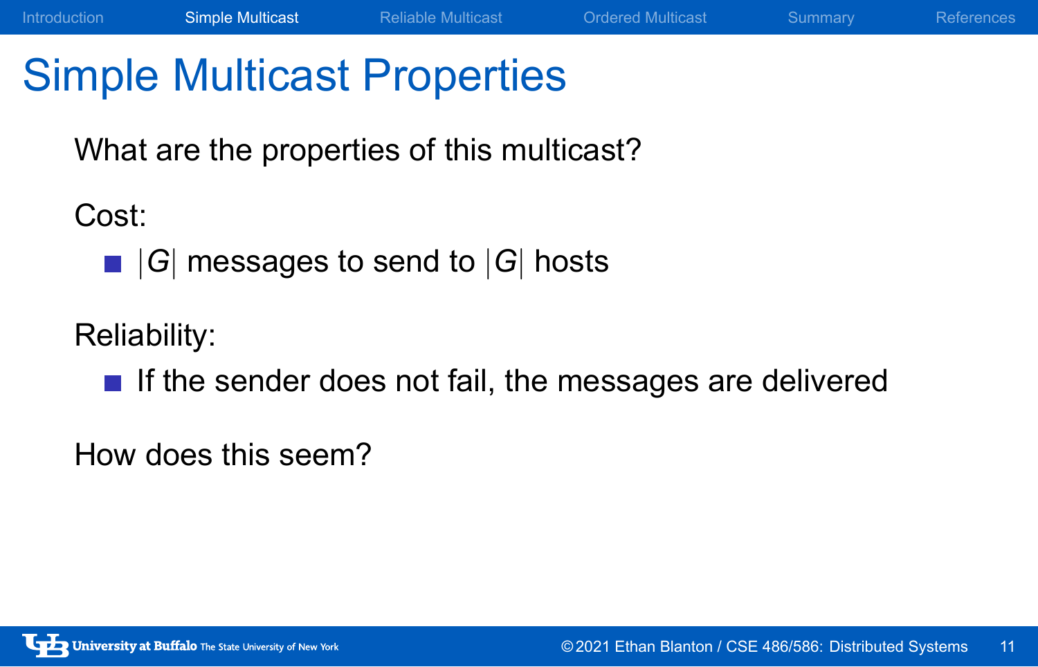# Simple Multicast Properties

What are the properties of this multicast?

Cost:

- $|G|$ messages to send to $|G|$ hosts

Reliability:

- If the sender does not fail, the messages are delivered

How does this seem?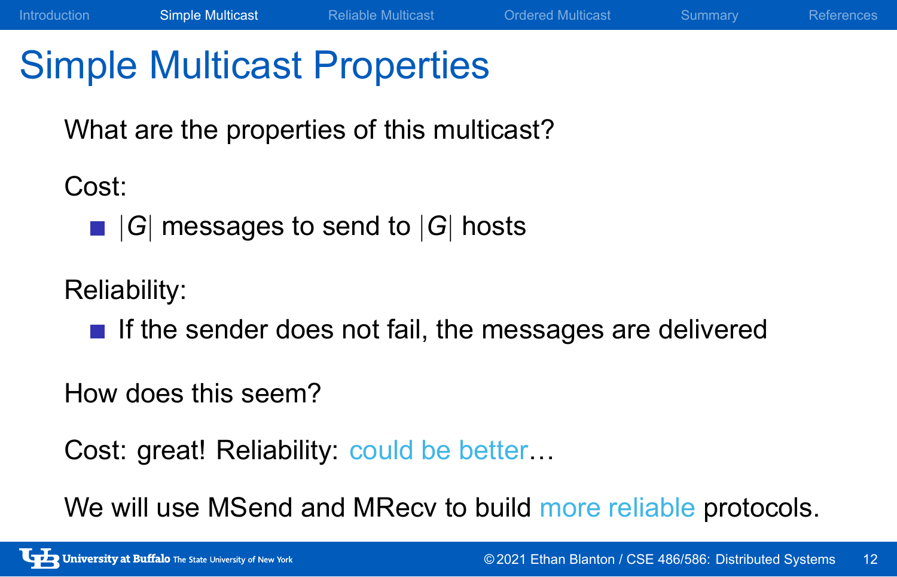# Simple Multicast Properties

What are the properties of this multicast?

Cost:

- $|G|$ messages to send to $|G|$ hosts

Reliability:

- If the sender does not fail, the messages are delivered

How does this seem?

Cost: great! Reliability: could be better…

We will use MSend and MRecv to build more reliable protocols.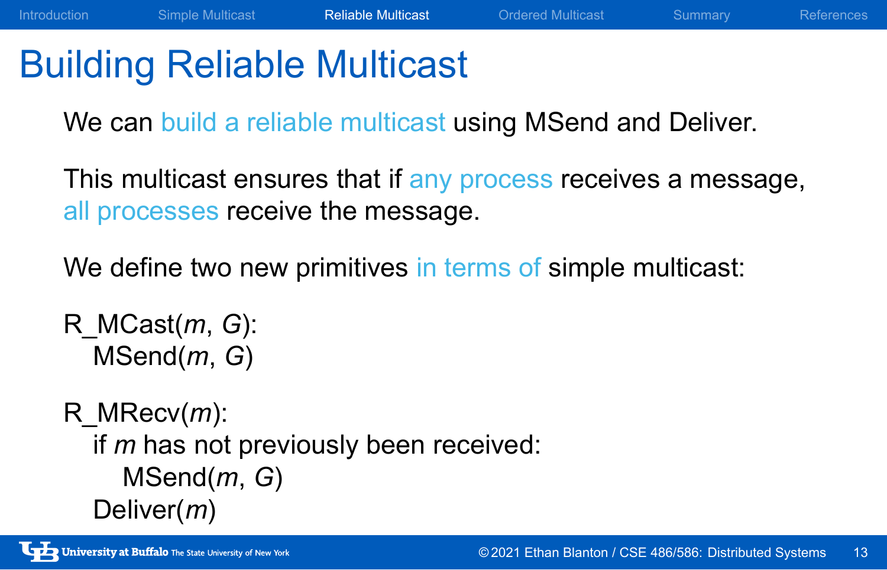# Building Reliable Multicast

We can build a reliable multicast using MSend and Deliver.

This multicast ensures that if any process receives a message, all processes receive the message.

We define two new primitives in terms of simple multicast:

```
R_MCast(m, G):
    MSend(m, G)

R_MRecv(m):
    if m has not previously been received:
        MSend(m, G)
    Deliver(m)
```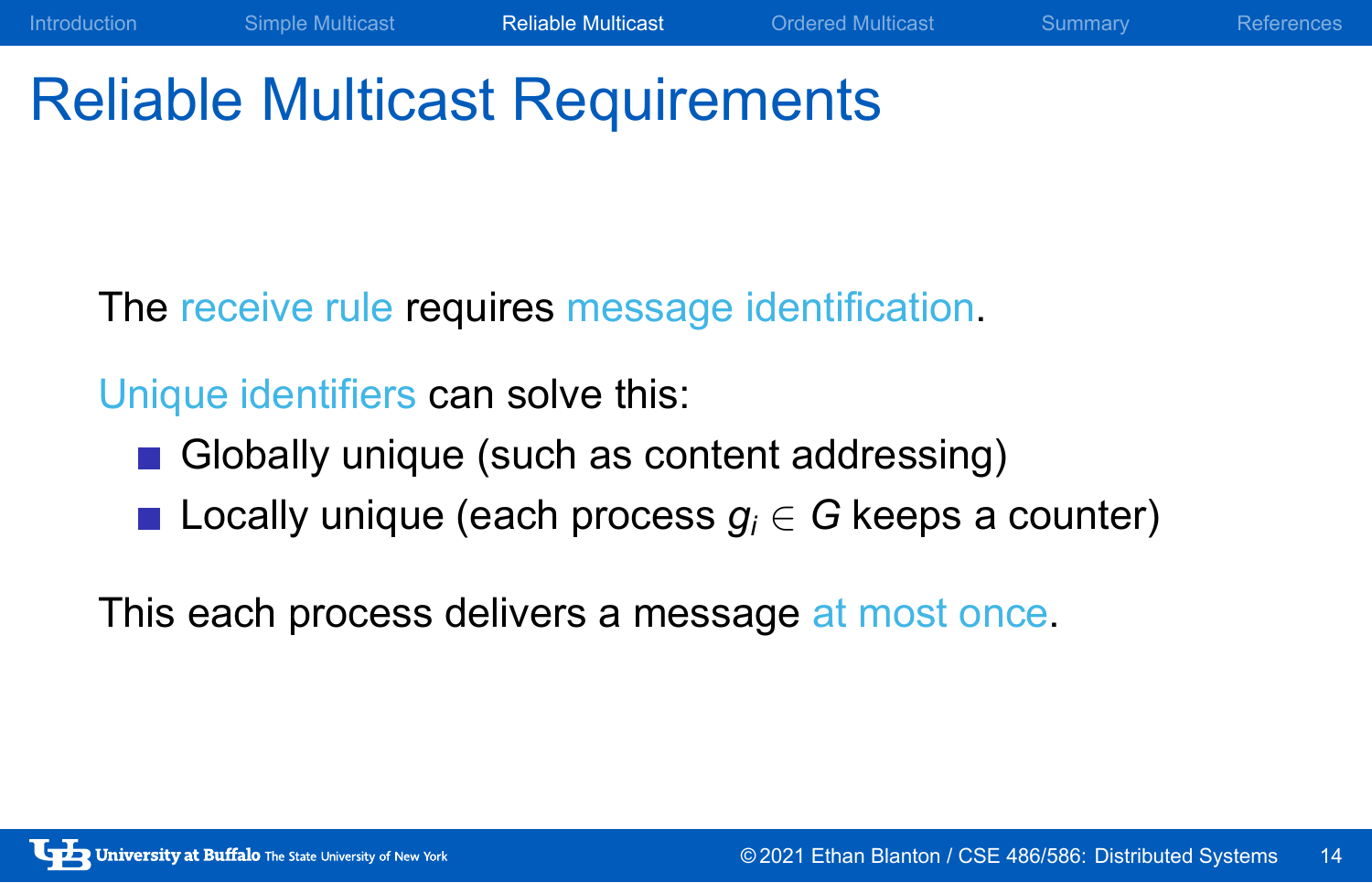# Reliable Multicast Requirements

The receive rule requires message identification.

Unique identifiers can solve this:

- Globally unique (such as content addressing)
- Locally unique (each process $g_i \in G$ keeps a counter)

This each process delivers a message at most once.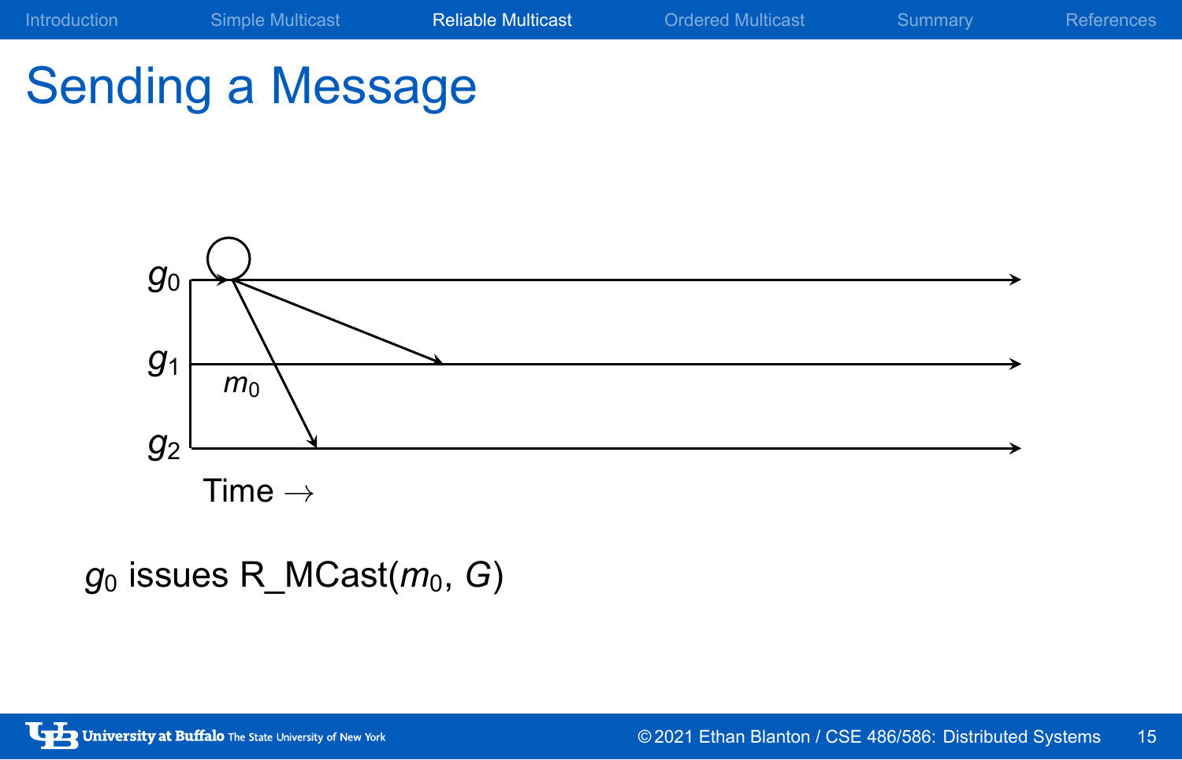# Sending a Message

$g_0$

$g_1$

$m_0$

$g_2$

Time →

$g_0$ issues R_MCast($m_0$, $G$)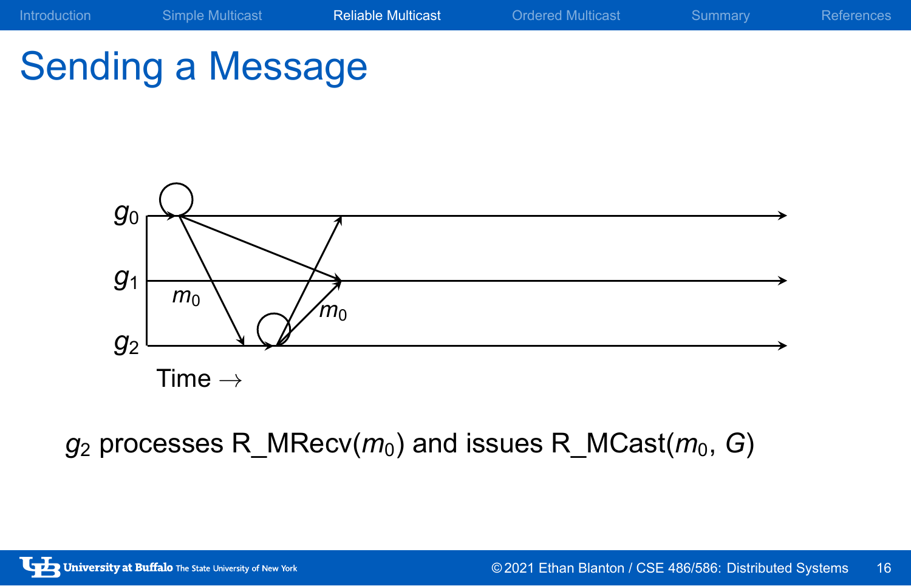# Sending a Message

$g_0$

$g_1$

$g_2$

$m_0$

$m_0$

Time →

$g_2$ processes R_MRecv($m_0$) and issues R_MCast($m_0$, $G$)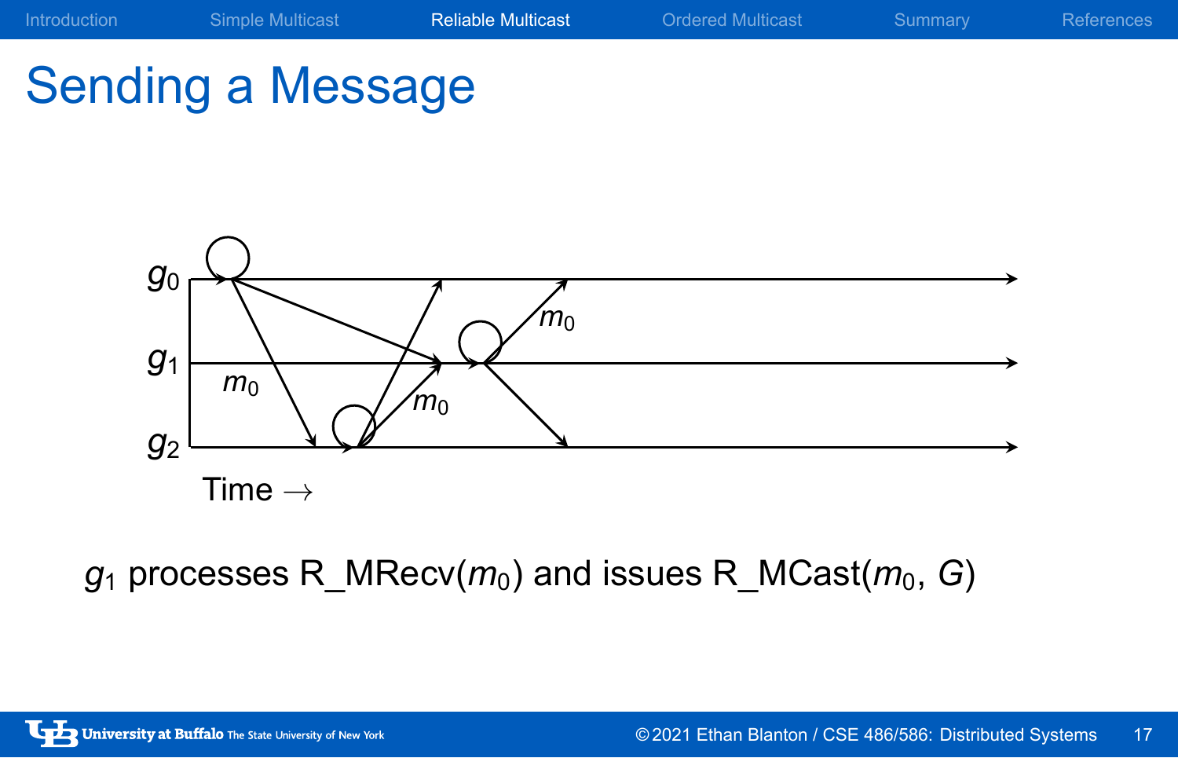# Sending a Message

$g_1$ processes R_MRecv($m_0$) and issues R_MCast($m_0$, $G$)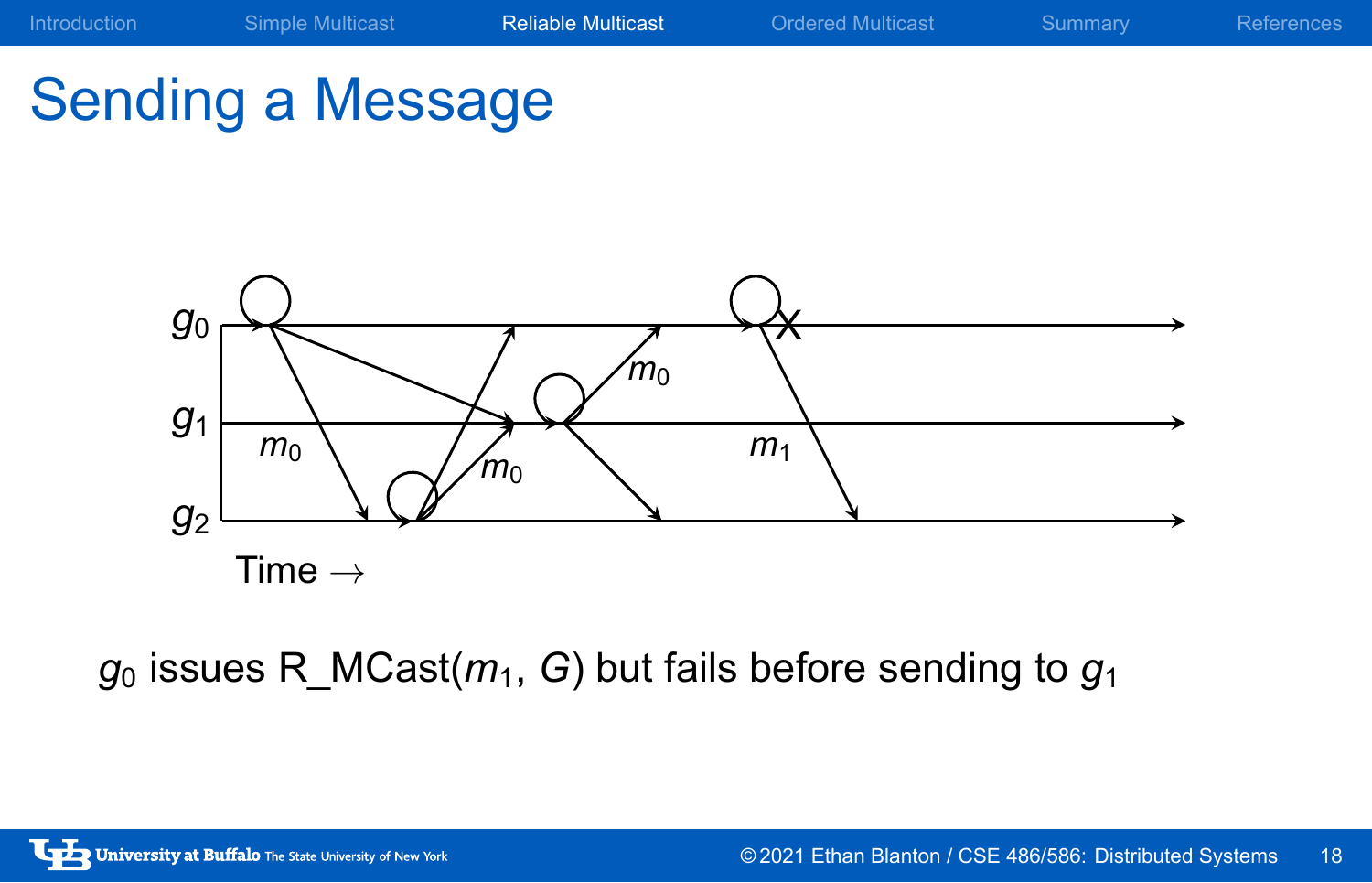# Sending a Message

$g_0$ issues R_MCast($m_1$, $G$) but fails before sending to $g_1$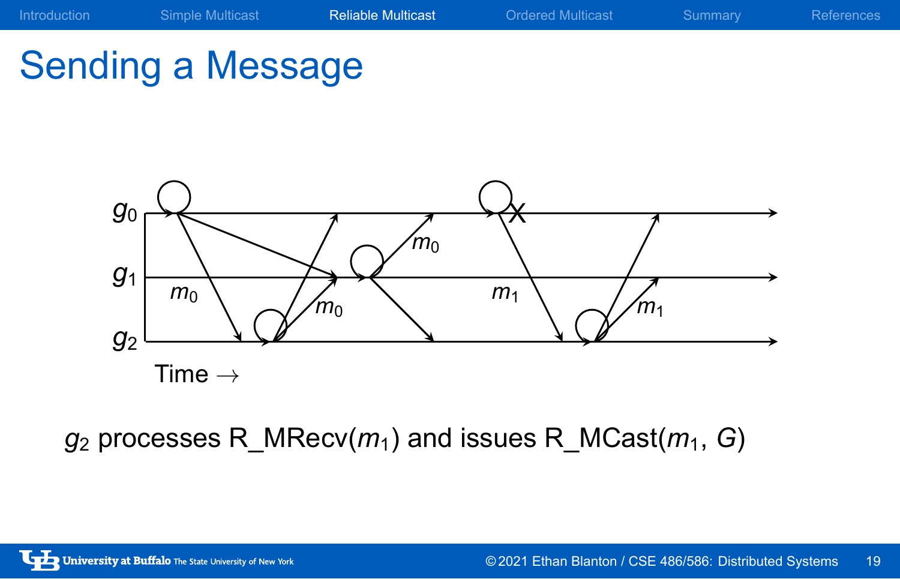# Sending a Message

$g_0$

$g_1$

$g_2$

$m_0$ $m_0$ $m_0$ $m_1$ $m_1$

Time →

$g_2$ processes R_MRecv($m_1$) and issues R_MCast($m_1$, $G$)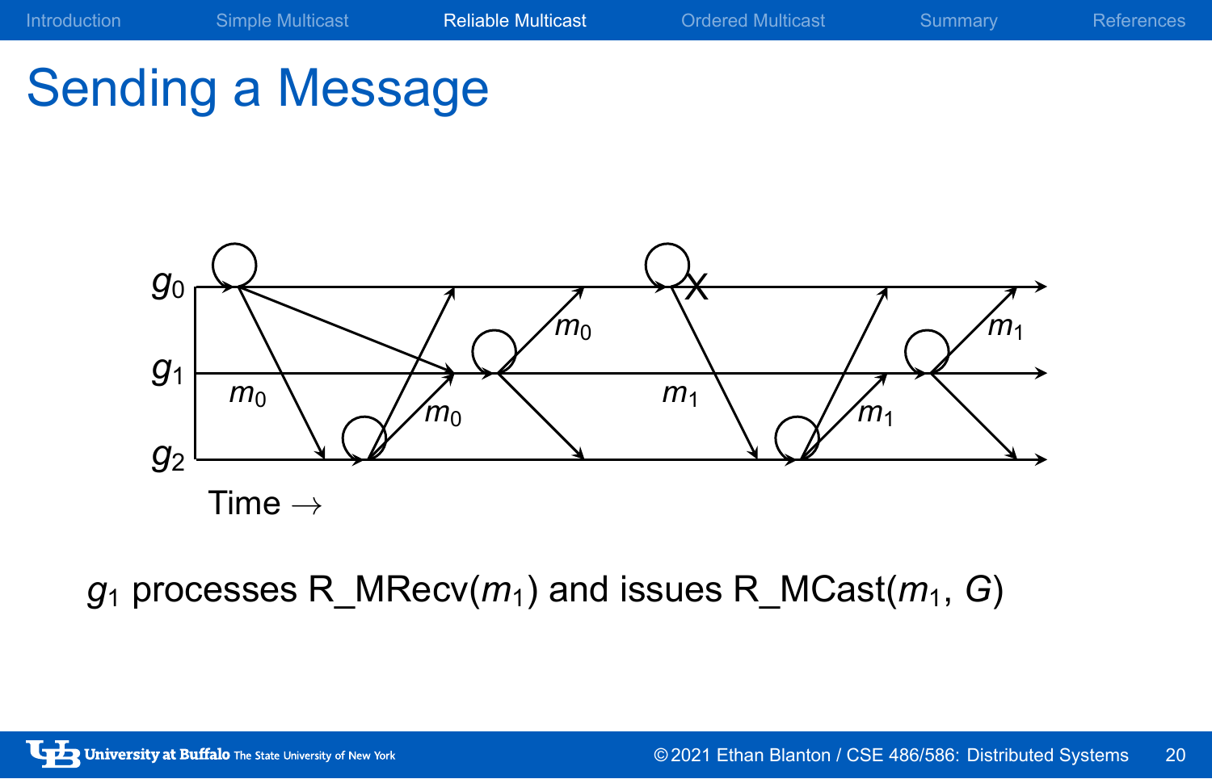# Sending a Message

$g_0$

$g_1$

$g_2$

Time →

$m_0$ $m_0$ $m_0$ $m_1$ $m_1$ $m_1$

$g_1$ processes R_MRecv($m_1$) and issues R_MCast($m_1$, $G$)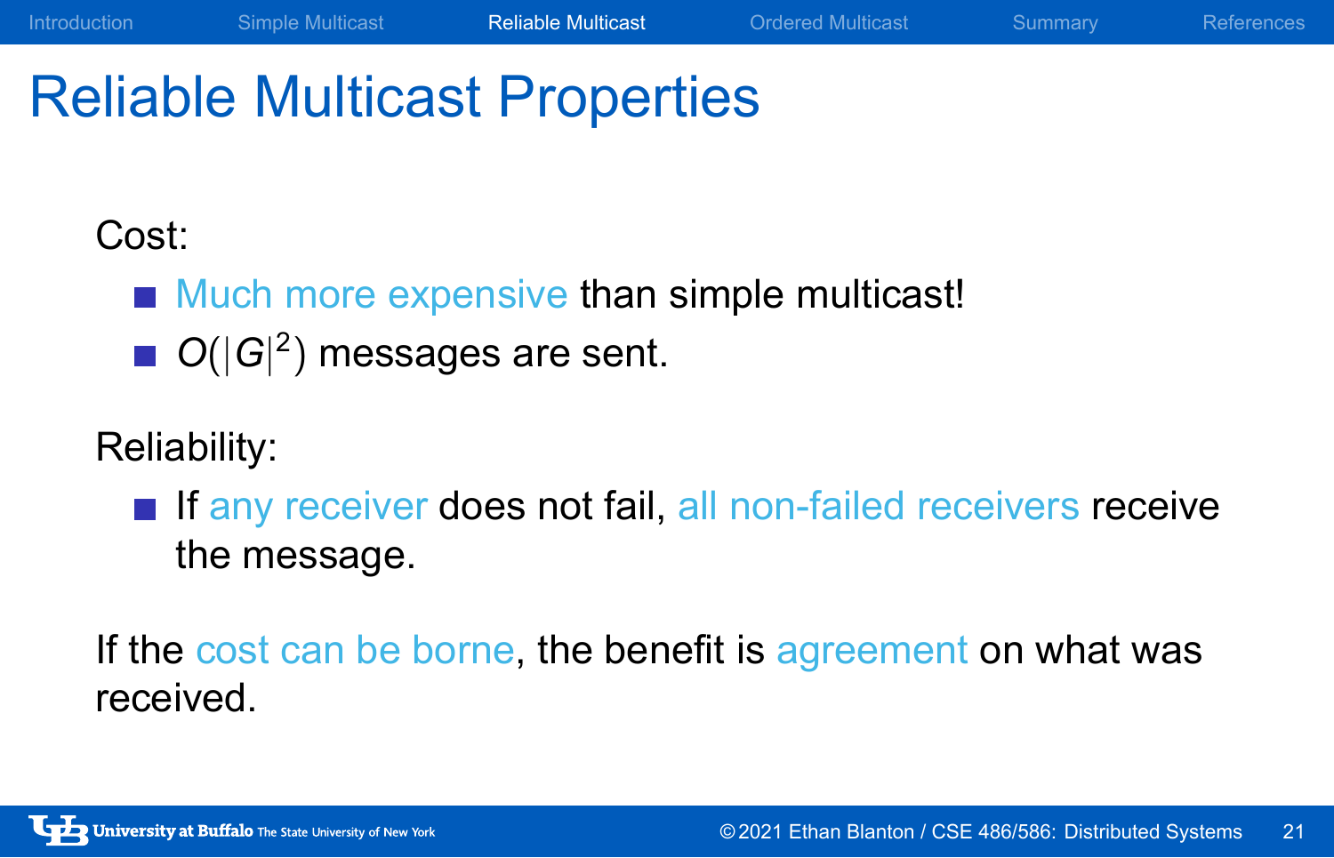# Reliable Multicast Properties

Cost:

- Much more expensive than simple multicast!
- $O(|G|^2)$ messages are sent.

Reliability:

- If any receiver does not fail, all non-failed receivers receive the message.

If the cost can be borne, the benefit is agreement on what was received.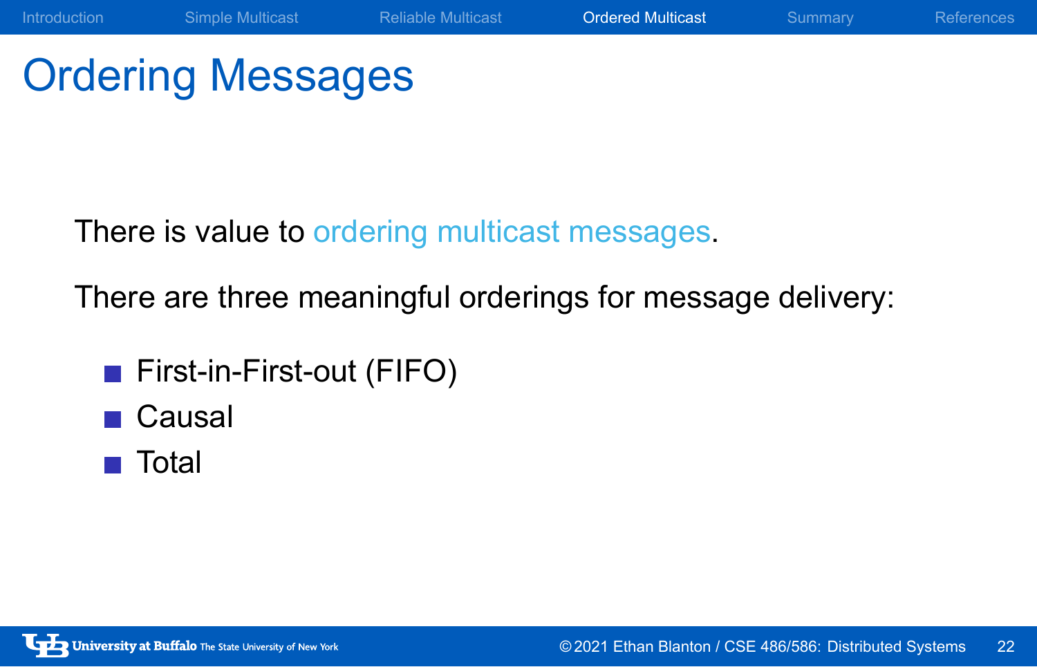# Ordering Messages

There is value to ordering multicast messages.

There are three meaningful orderings for message delivery:

- First-in-First-out (FIFO)
- Causal
- Total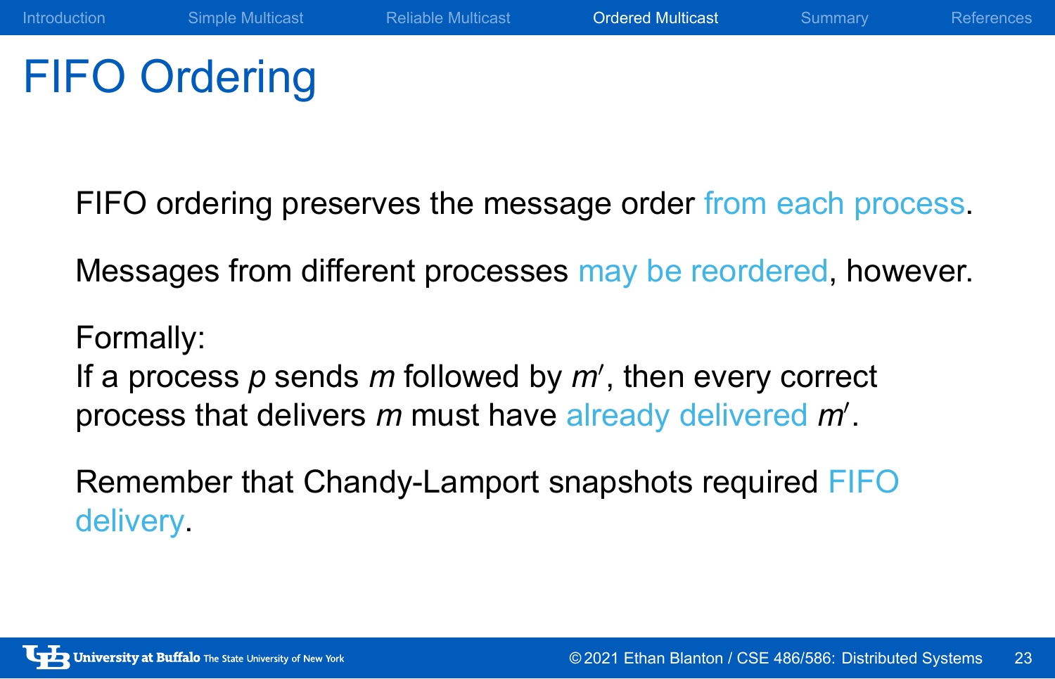# FIFO Ordering

FIFO ordering preserves the message order from each process.

Messages from different processes may be reordered, however.

Formally:
If a process $p$ sends $m$ followed by $m'$, then every correct process that delivers $m$ must have already delivered $m'$.

Remember that Chandy-Lamport snapshots required FIFO delivery.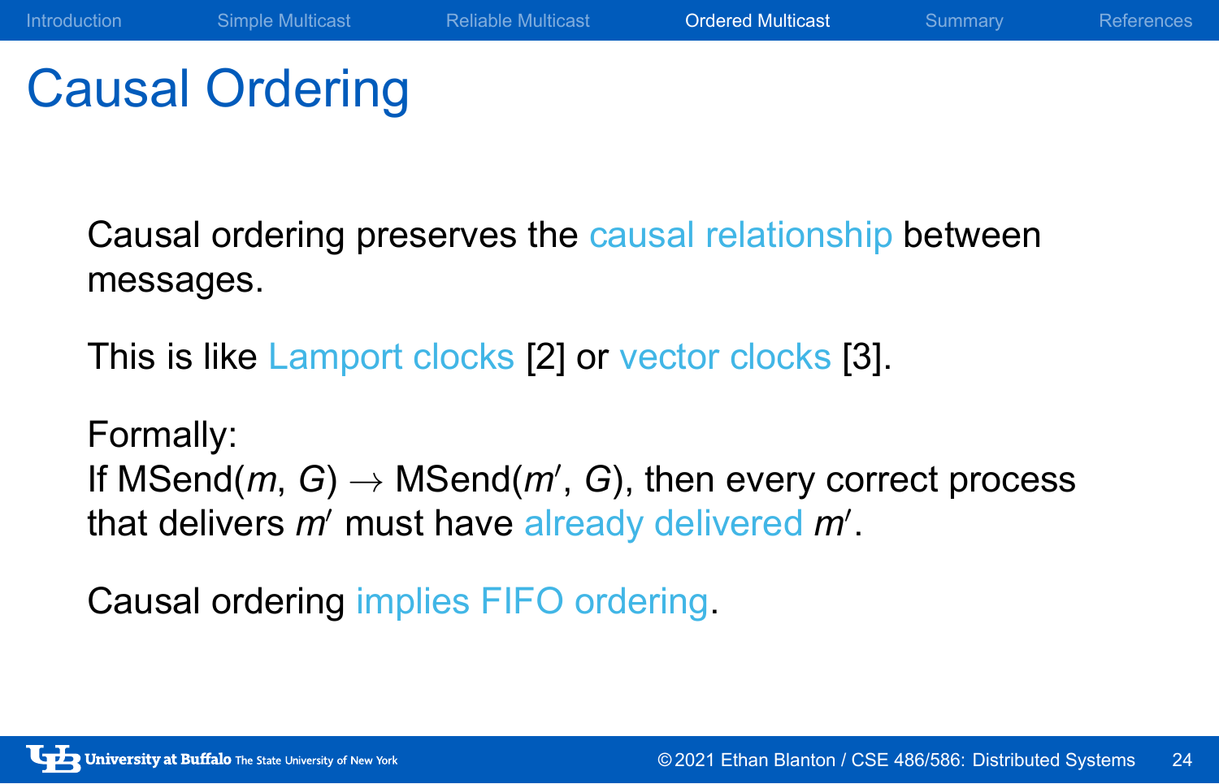# Causal Ordering

Causal ordering preserves the causal relationship between messages.

This is like Lamport clocks [2] or vector clocks [3].

Formally:
If MSend($m$, $G$) $\rightarrow$ MSend($m'$, $G$), then every correct process that delivers $m'$ must have already delivered $m'$.

Causal ordering implies FIFO ordering.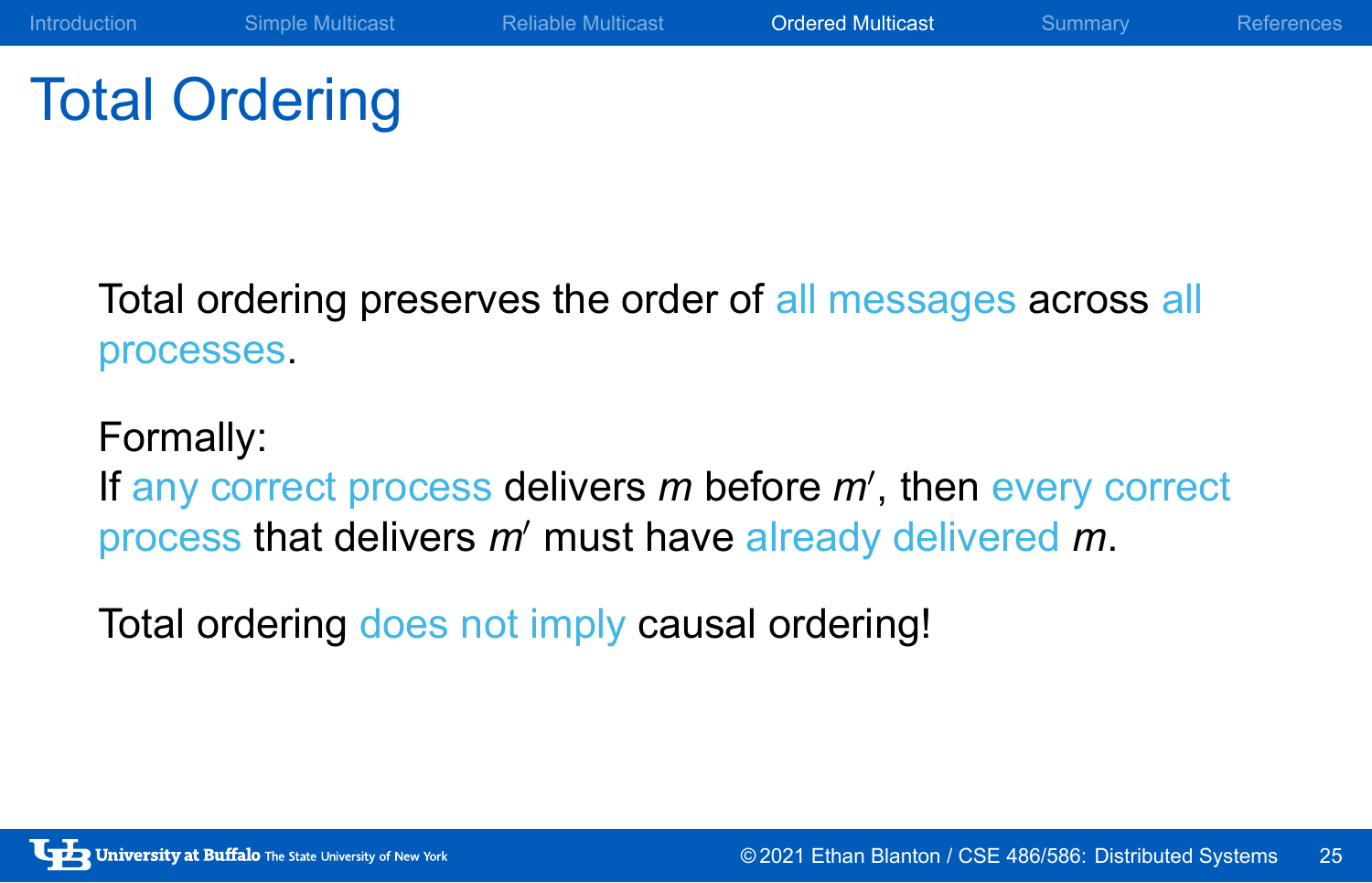# Total Ordering

Total ordering preserves the order of all messages across all processes.

Formally:
If any correct process delivers $m$ before $m'$, then every correct process that delivers $m'$ must have already delivered $m$.

Total ordering does not imply causal ordering!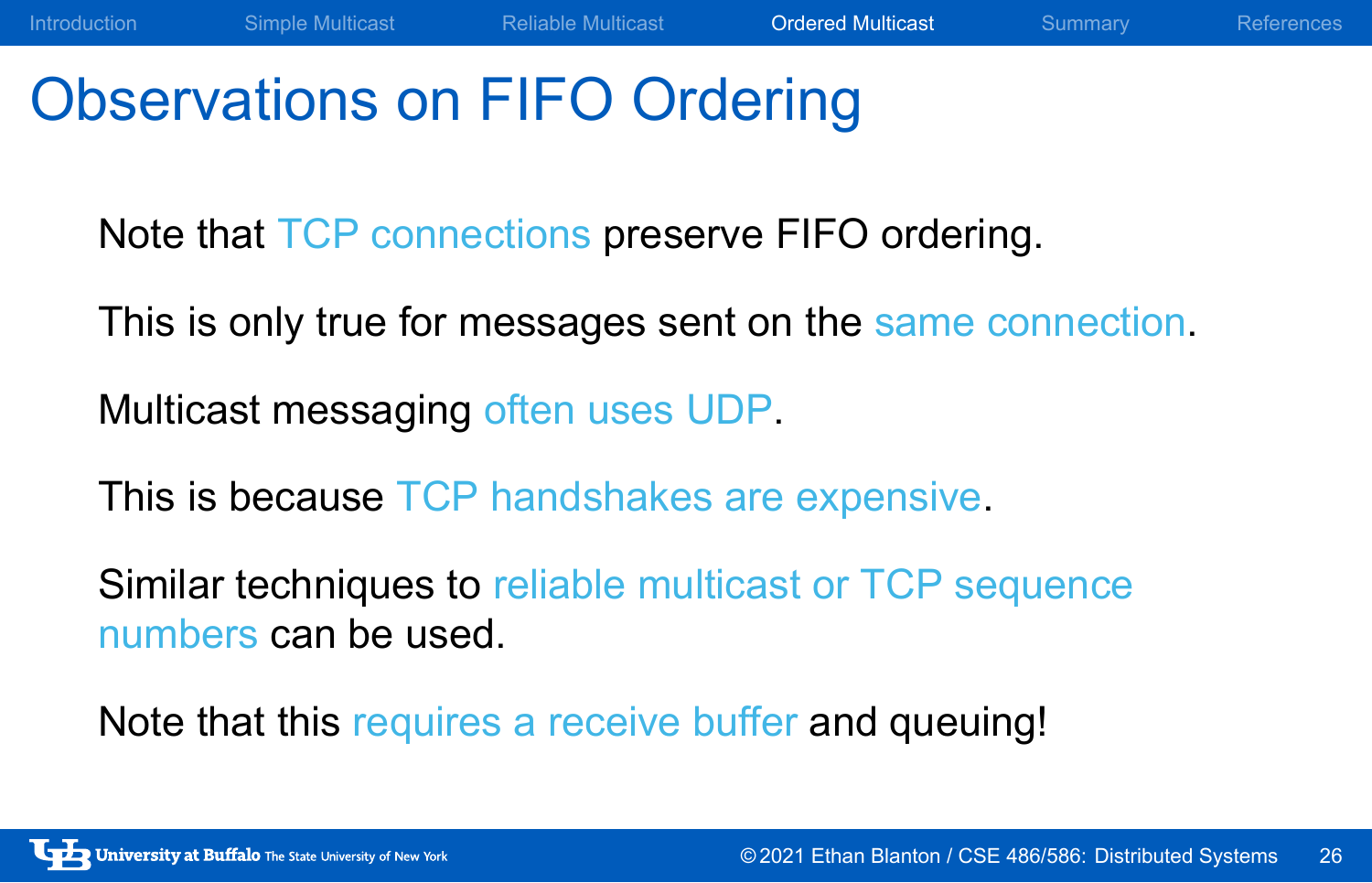# Observations on FIFO Ordering

Note that TCP connections preserve FIFO ordering.

This is only true for messages sent on the same connection.

Multicast messaging often uses UDP.

This is because TCP handshakes are expensive.

Similar techniques to reliable multicast or TCP sequence numbers can be used.

Note that this requires a receive buffer and queuing!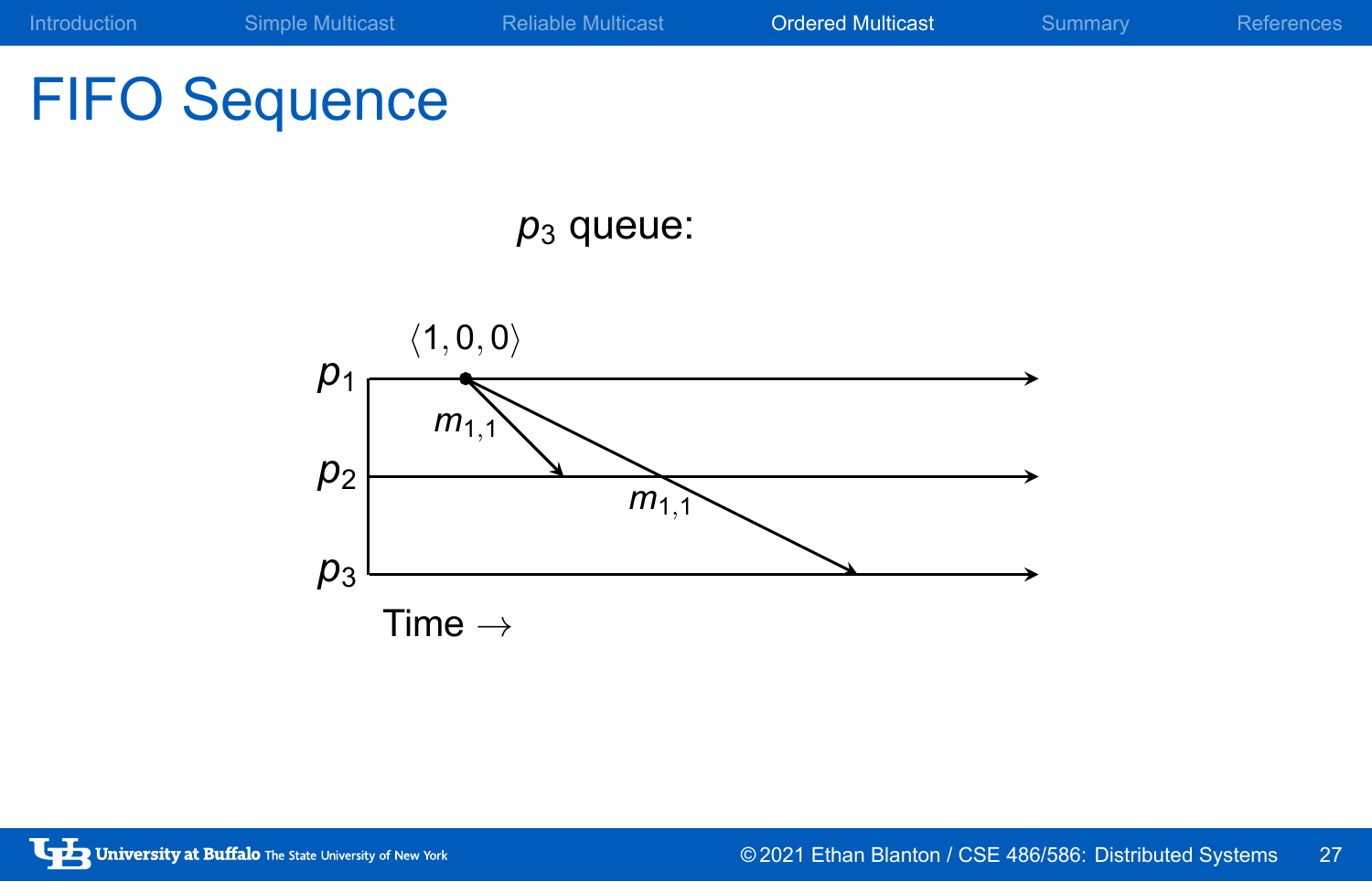# FIFO Sequence

$p_3$ queue:

$\langle 1, 0, 0 \rangle$

$p_1$

$m_{1,1}$

$p_2$

$m_{1,1}$

$p_3$

Time $\rightarrow$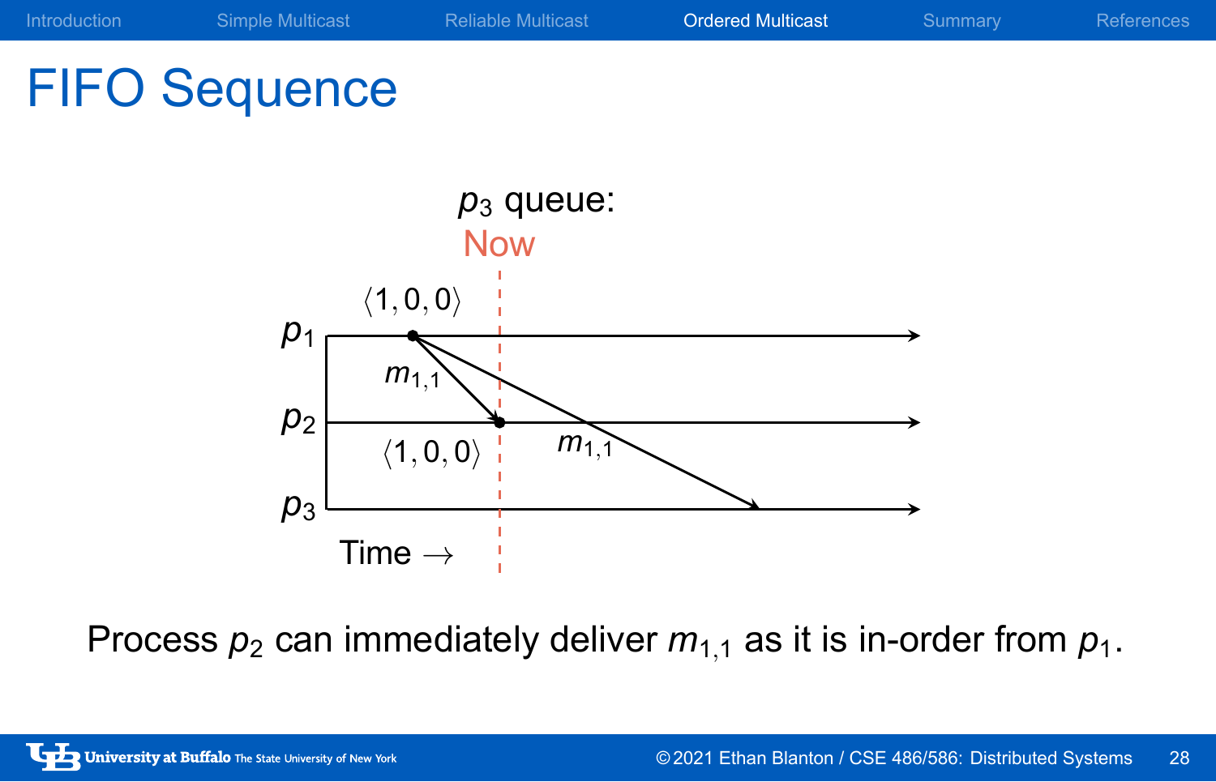# FIFO Sequence

$p_3$ queue:

Now

$\langle 1, 0, 0 \rangle$

$p_1$

$m_{1,1}$

$p_2$

$\langle 1, 0, 0 \rangle$

$m_{1,1}$

$p_3$

Time $\rightarrow$

Process $p_2$ can immediately deliver $m_{1,1}$ as it is in-order from $p_1$.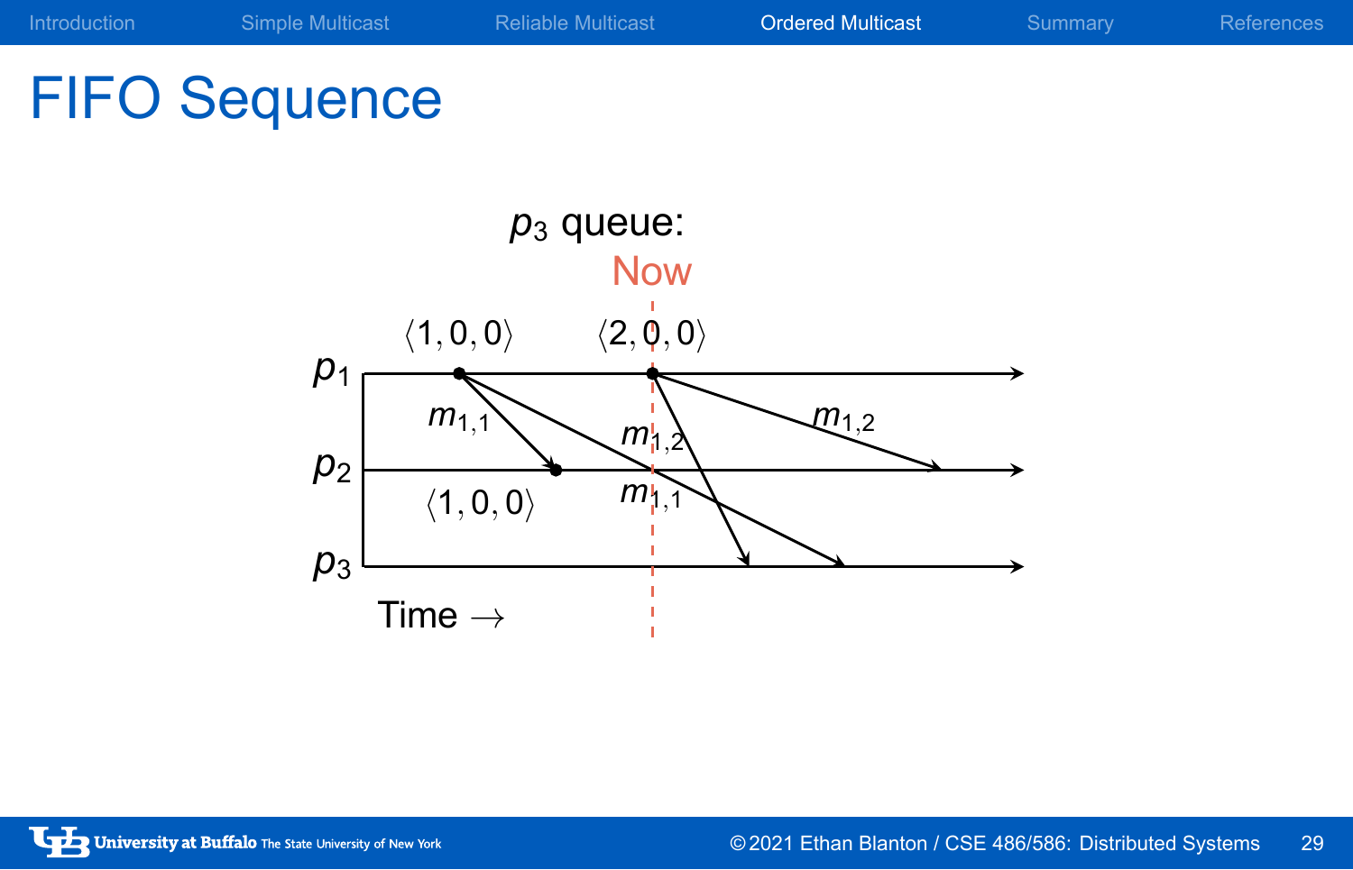# FIFO Sequence

$p_3$ queue:

Now

$\langle 1,0,0\rangle$ $\langle 2,0,0\rangle$

$p_1$

$m_{1,1}$ $m_{1,2}$ $m_{1,2}$

$p_2$

$\langle 1,0,0\rangle$ $m_{1,1}$

$p_3$

Time $\rightarrow$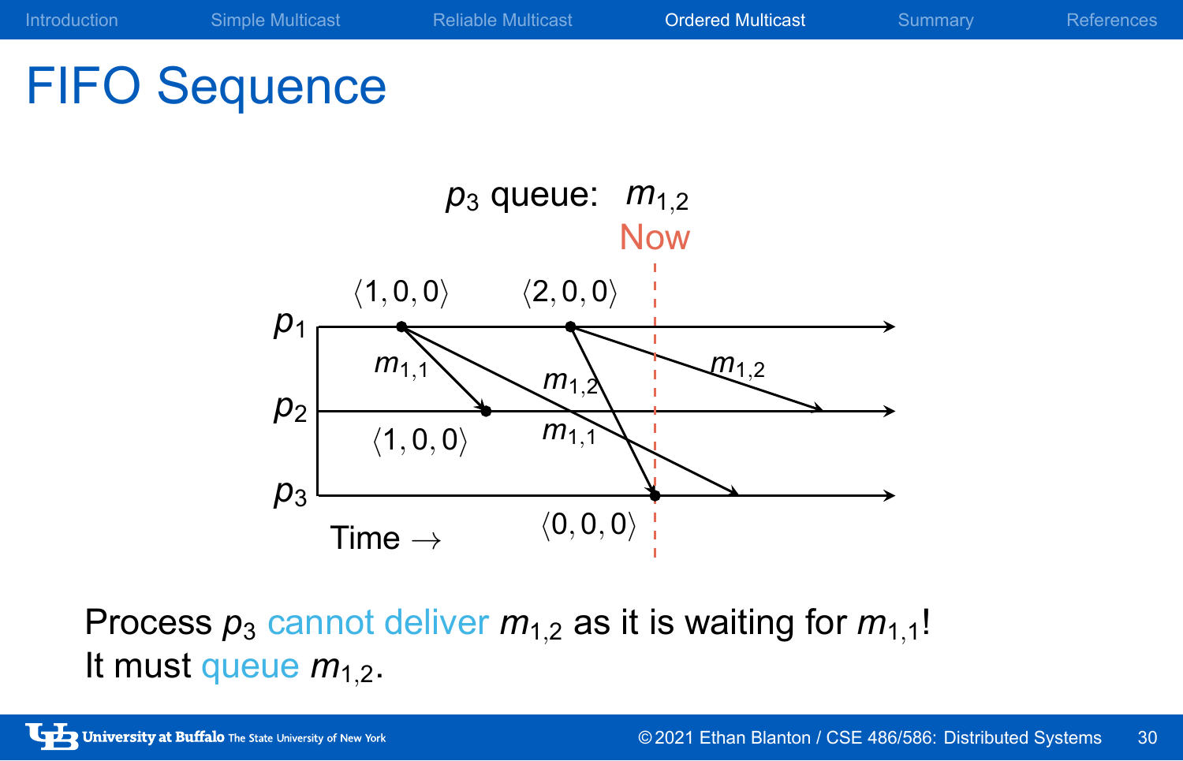# FIFO Sequence

$p_3$ queue: $m_{1,2}$

Now

$\langle 1, 0, 0 \rangle$ $\langle 2, 0, 0 \rangle$

$p_1$

$m_{1,1}$ $m_{1,2}$ $m_{1,2}$

$p_2$

$\langle 1, 0, 0 \rangle$ $m_{1,1}$

$p_3$

Time $\rightarrow$ $\langle 0, 0, 0 \rangle$

Process $p_3$ cannot deliver $m_{1,2}$ as it is waiting for $m_{1,1}$!
It must queue $m_{1,2}$.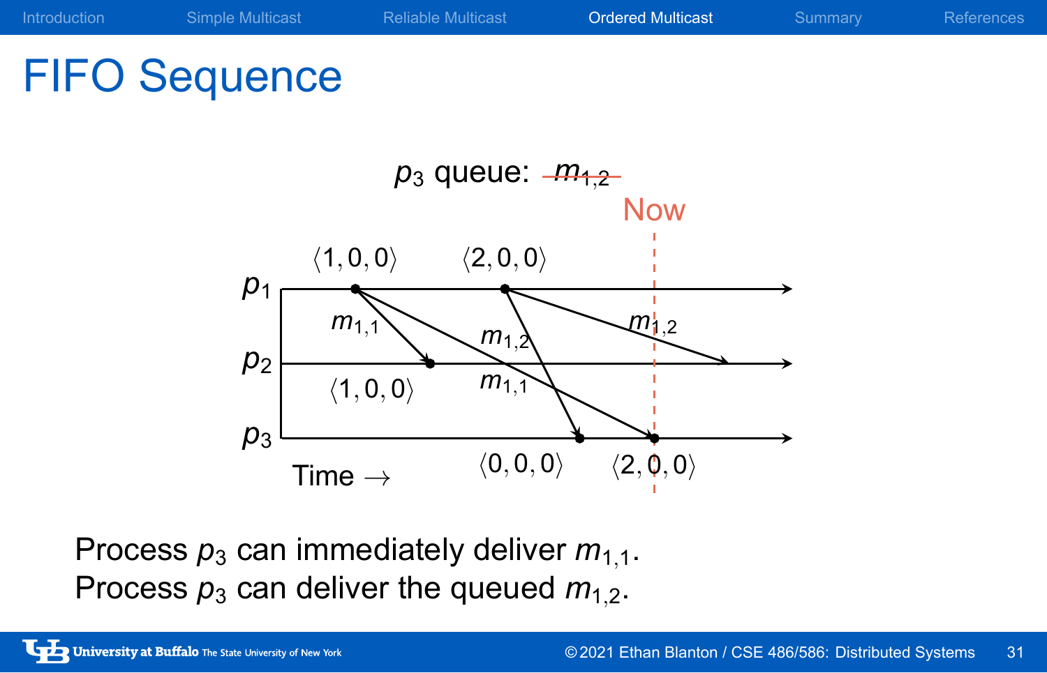# FIFO Sequence

$p_3$ queue: ~~$m_{1,2}$~~

Now

$p_1$ $\langle 1, 0, 0 \rangle$ $\langle 2, 0, 0 \rangle$

$m_{1,1}$ $m_{1,2}$ $m_{1,2}$

$p_2$ $\langle 1, 0, 0 \rangle$ $m_{1,1}$

$p_3$ $\langle 0, 0, 0 \rangle$ $\langle 2, 0, 0 \rangle$

Time $\rightarrow$

Process $p_3$ can immediately deliver $m_{1,1}$.
Process $p_3$ can deliver the queued $m_{1,2}$.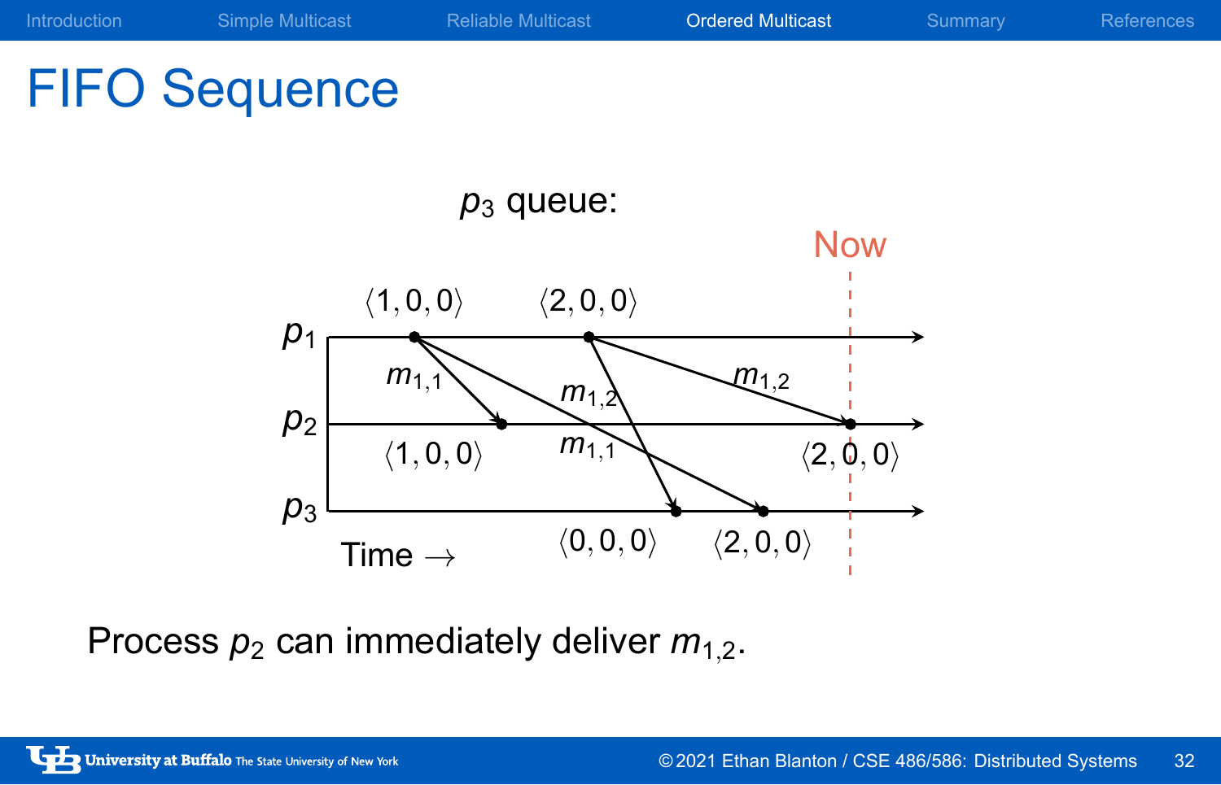# FIFO Sequence

$p_3$ queue:

Now

$\langle 1, 0, 0 \rangle$ $\langle 2, 0, 0 \rangle$

$p_1$

$m_{1,1}$ $m_{1,2}$ $m_{1,2}$

$p_2$

$\langle 1, 0, 0 \rangle$ $m_{1,1}$ $\langle 2, 0, 0 \rangle$

$p_3$

Time $\rightarrow$ $\langle 0, 0, 0 \rangle$ $\langle 2, 0, 0 \rangle$

Process $p_2$ can immediately deliver $m_{1,2}$.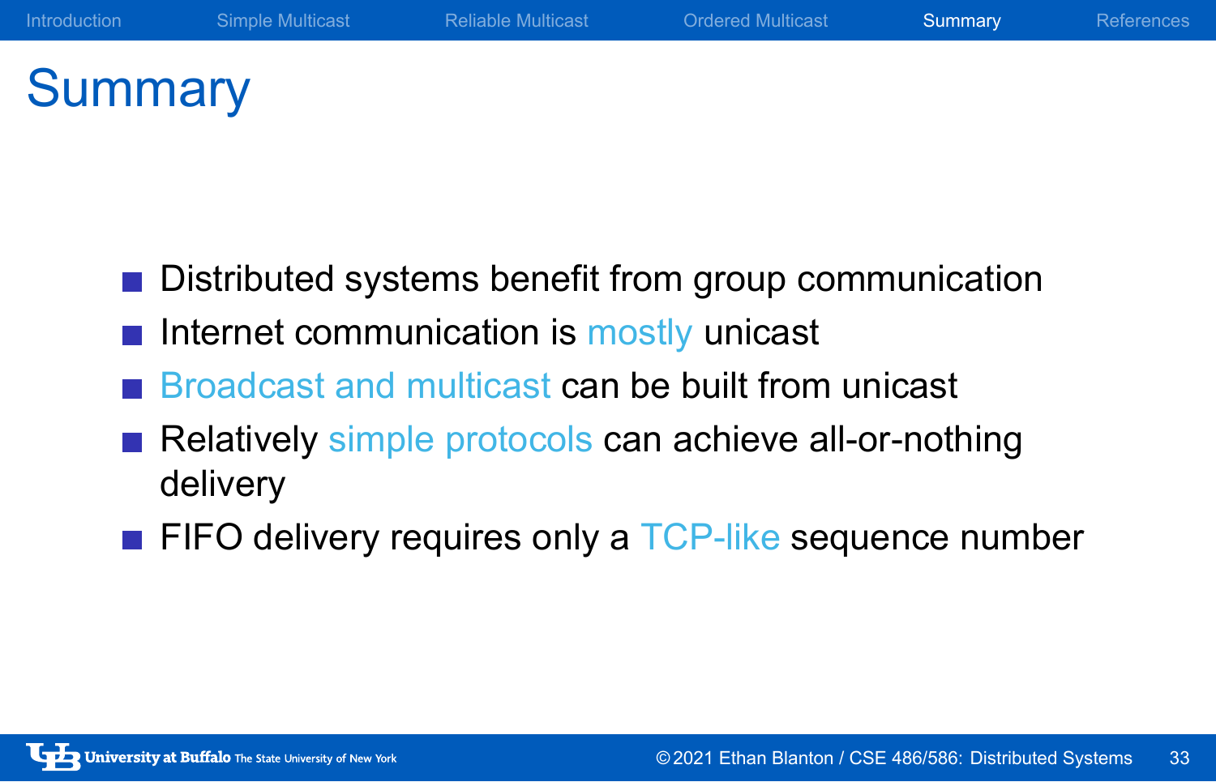# Summary

- Distributed systems benefit from group communication
- Internet communication is mostly unicast
- Broadcast and multicast can be built from unicast
- Relatively simple protocols can achieve all-or-nothing delivery
- FIFO delivery requires only a TCP-like sequence number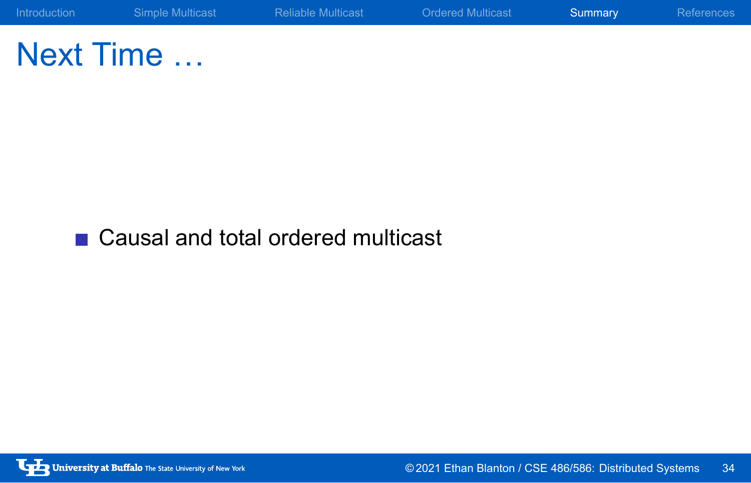# Next Time …

- Causal and total ordered multicast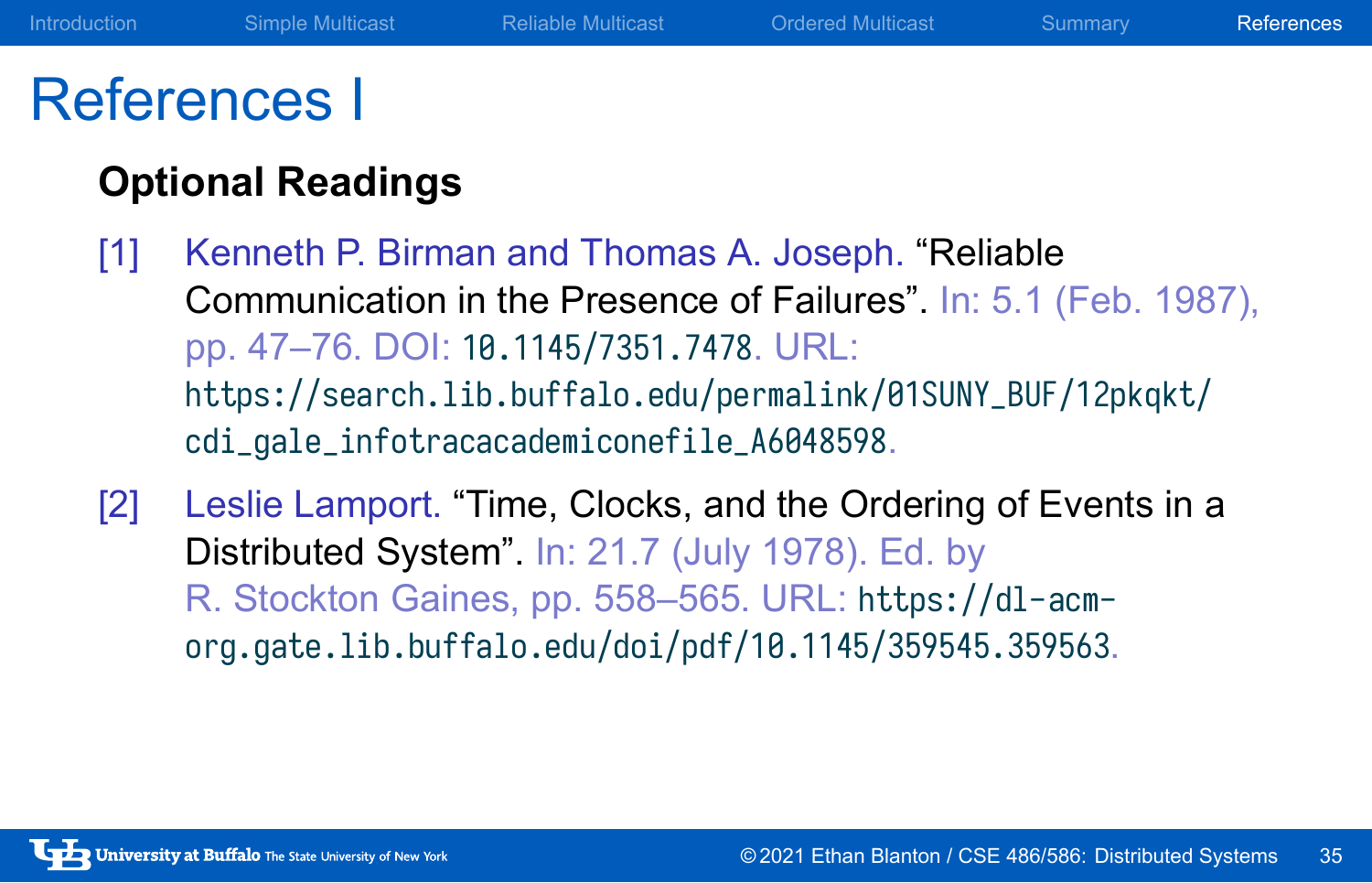# References I

### Optional Readings

[1] Kenneth P. Birman and Thomas A. Joseph. "Reliable Communication in the Presence of Failures". In: 5.1 (Feb. 1987), pp. 47–76. DOI: 10.1145/7351.7478. URL: https://search.lib.buffalo.edu/permalink/01SUNY_BUF/12pkqkt/cdi_gale_infotracacademiconefile_A6048598.

[2] Leslie Lamport. "Time, Clocks, and the Ordering of Events in a Distributed System". In: 21.7 (July 1978). Ed. by R. Stockton Gaines, pp. 558–565. URL: https://dl-acm-org.gate.lib.buffalo.edu/doi/pdf/10.1145/359545.359563.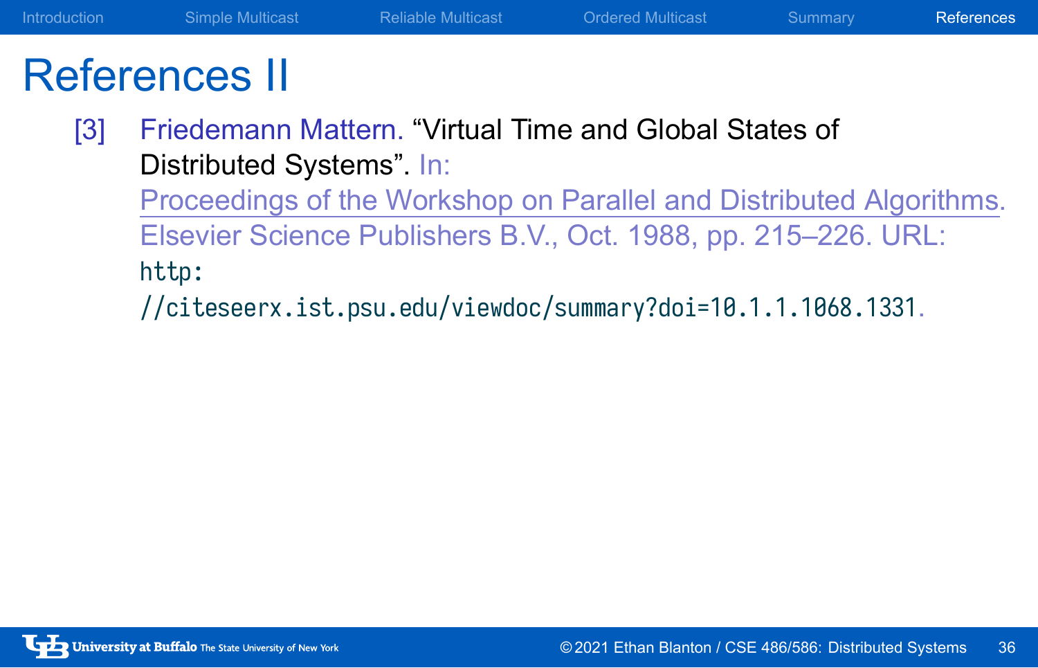# References II

[3] Friedemann Mattern. "Virtual Time and Global States of Distributed Systems". In: Proceedings of the Workshop on Parallel and Distributed Algorithms. Elsevier Science Publishers B.V., Oct. 1988, pp. 215–226. URL: http://citeseerx.ist.psu.edu/viewdoc/summary?doi=10.1.1.1068.1331.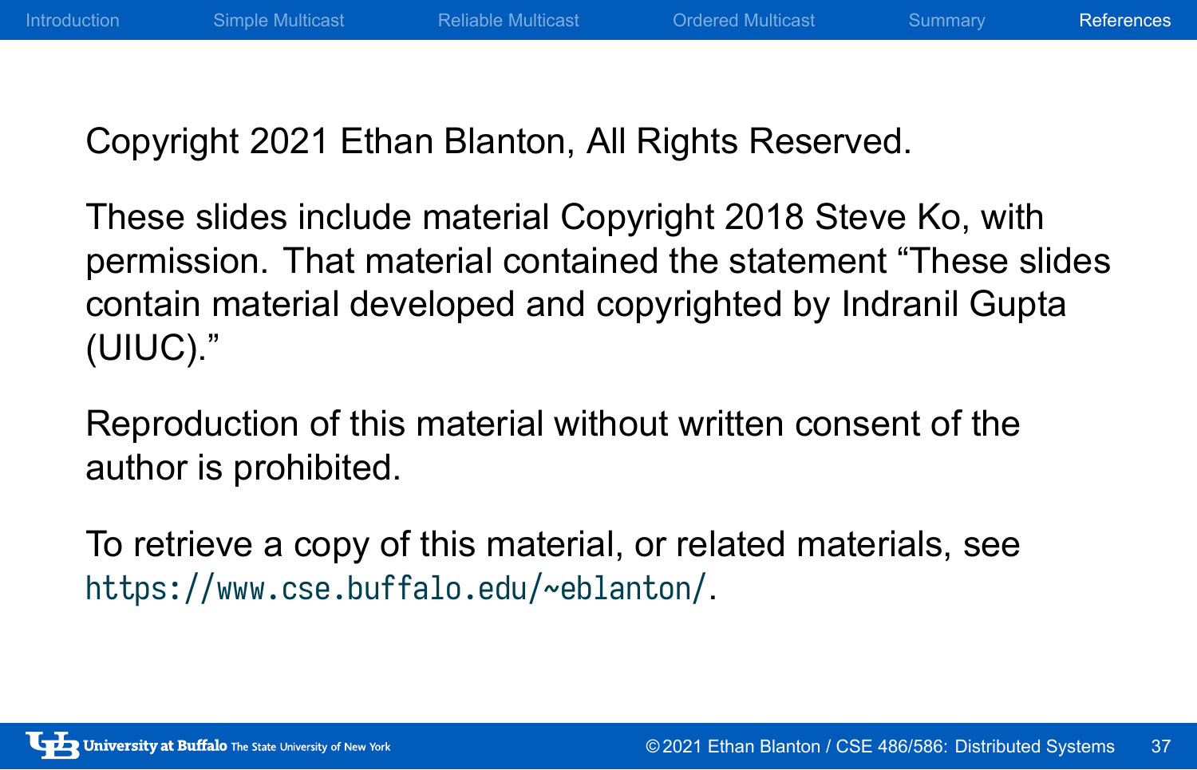Copyright 2021 Ethan Blanton, All Rights Reserved.

These slides include material Copyright 2018 Steve Ko, with permission. That material contained the statement "These slides contain material developed and copyrighted by Indranil Gupta (UIUC)."

Reproduction of this material without written consent of the author is prohibited.

To retrieve a copy of this material, or related materials, see `https://www.cse.buffalo.edu/~eblanton/`.